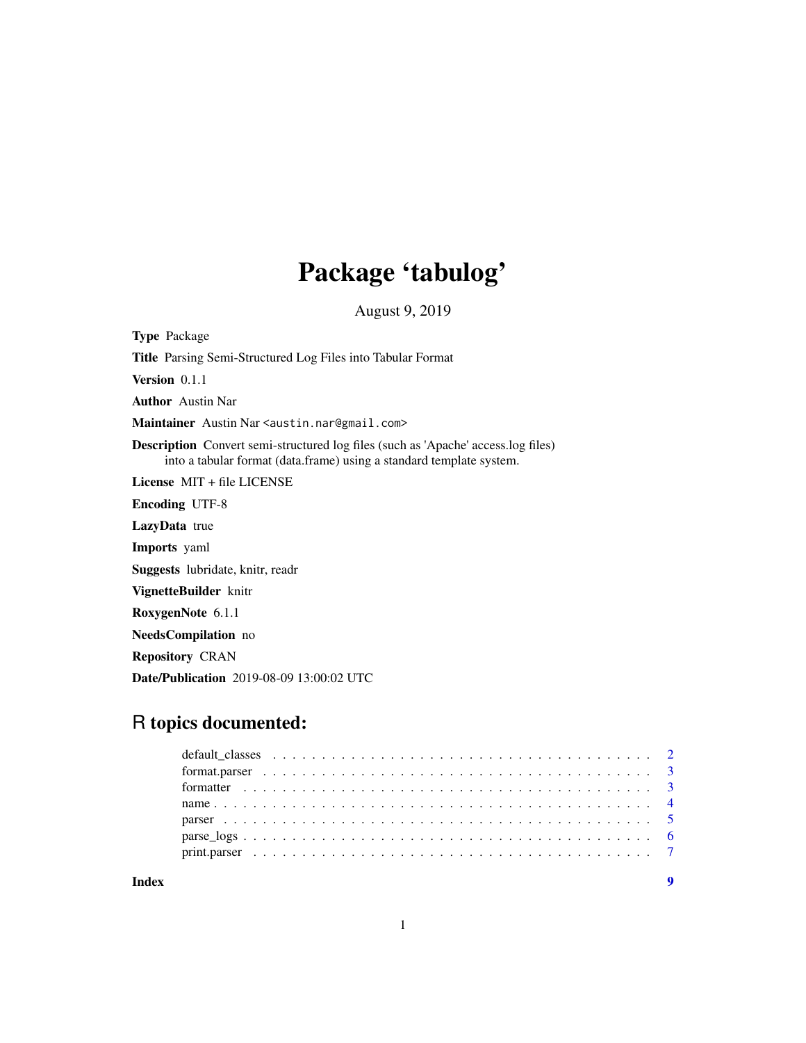# Package 'tabulog'

August 9, 2019

**Type** Package

**Title** Parsing Semi-Structured Log Files into Tabular Format

**Version** 0.1.1

**Author** Austin Nar

**Maintainer** Austin Nar <austin.nar@gmail.com>

**Description** Convert semi-structured log files (such as 'Apache' access.log files) into a tabular format (data.frame) using a standard template system.

**License** MIT + file LICENSE

**Encoding** UTF-8

**LazyData** true

**Imports** yaml

**Suggests** lubridate, knitr, readr

**VignetteBuilder** knitr

**RoxygenNote** 6.1.1

**NeedsCompilation** no

**Repository** CRAN

**Date/Publication** 2019-08-09 13:00:02 UTC

## R topics documented:

- default_classes . . . . . . . . . . . . . . . . . . . . . . . . . . . . . . . . . . . . . . . 2
- format.parser . . . . . . . . . . . . . . . . . . . . . . . . . . . . . . . . . . . . . . . . 3
- formatter . . . . . . . . . . . . . . . . . . . . . . . . . . . . . . . . . . . . . . . . . . 3
- name . . . . . . . . . . . . . . . . . . . . . . . . . . . . . . . . . . . . . . . . . . . . 4
- parser . . . . . . . . . . . . . . . . . . . . . . . . . . . . . . . . . . . . . . . . . . . 5
- parse_logs . . . . . . . . . . . . . . . . . . . . . . . . . . . . . . . . . . . . . . . . . 6
- print.parser . . . . . . . . . . . . . . . . . . . . . . . . . . . . . . . . . . . . . . . . 7

**Index** 9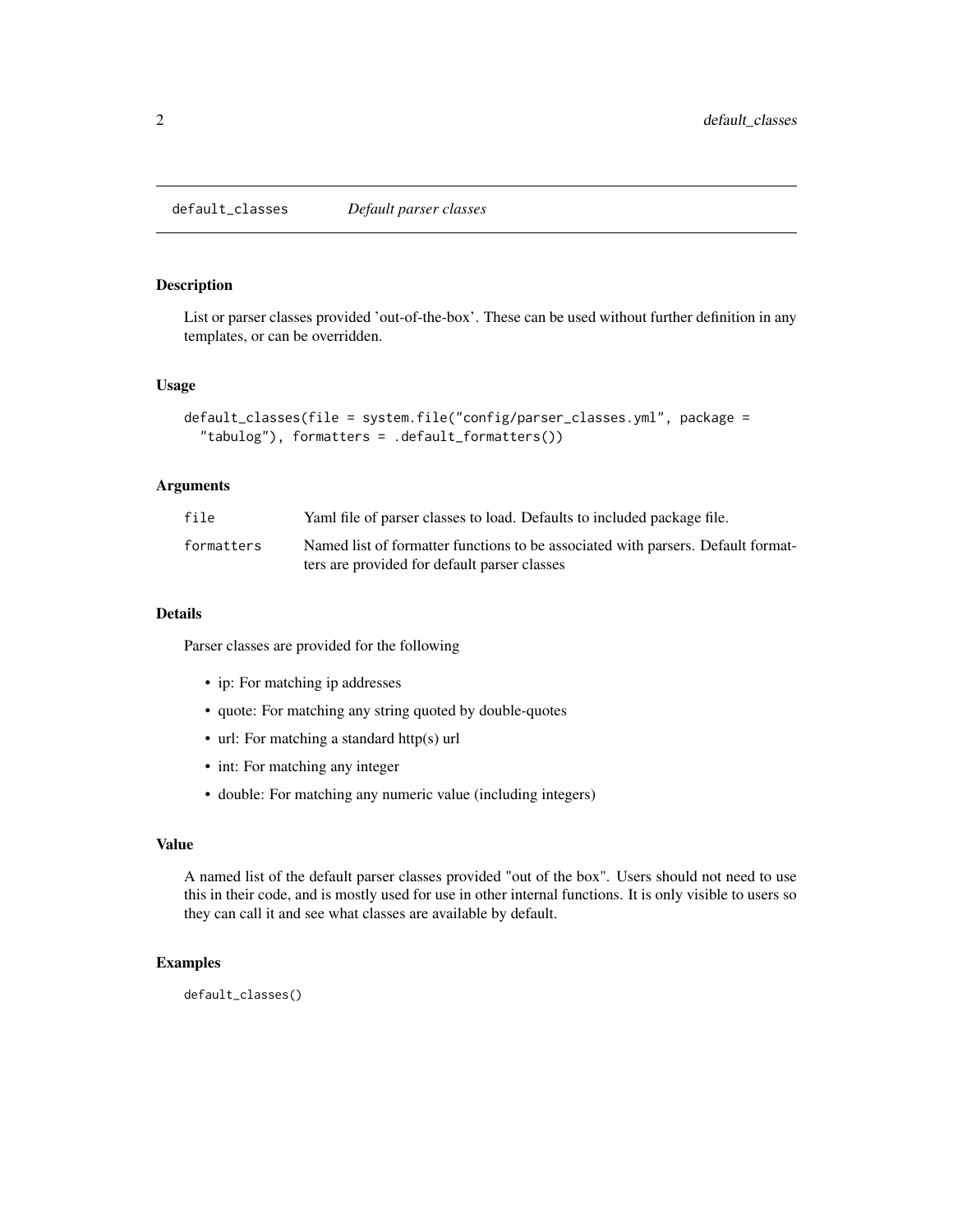# default_classes    *Default parser classes*

## Description

List or parser classes provided 'out-of-the-box'. These can be used without further definition in any templates, or can be overridden.

## Usage

```
default_classes(file = system.file("config/parser_classes.yml", package =
  "tabulog"), formatters = .default_formatters())
```

## Arguments

| | |
|---|---|
| file | Yaml file of parser classes to load. Defaults to included package file. |
| formatters | Named list of formatter functions to be associated with parsers. Default formatters are provided for default parser classes |

## Details

Parser classes are provided for the following

- ip: For matching ip addresses
- quote: For matching any string quoted by double-quotes
- url: For matching a standard http(s) url
- int: For matching any integer
- double: For matching any numeric value (including integers)

## Value

A named list of the default parser classes provided "out of the box". Users should not need to use this in their code, and is mostly used for use in other internal functions. It is only visible to users so they can call it and see what classes are available by default.

## Examples

```
default_classes()
```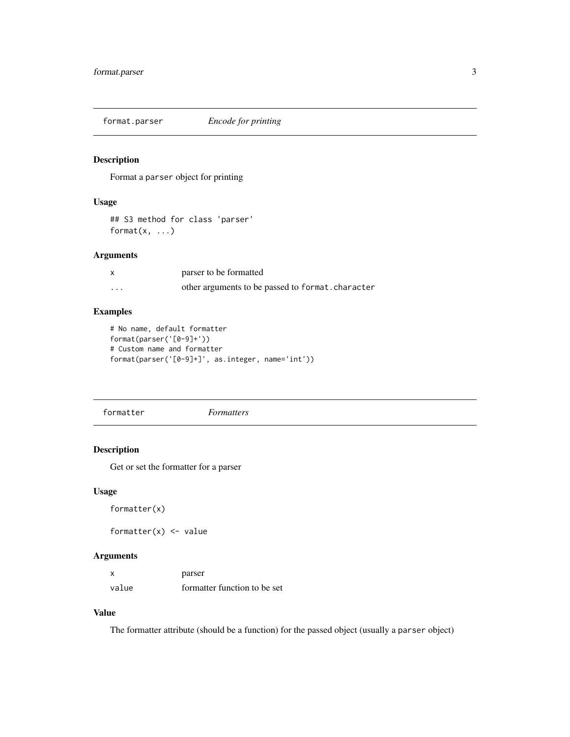## format.parser — *Encode for printing*

### Description

Format a `parser` object for printing

### Usage

```
## S3 method for class 'parser'
format(x, ...)
```

### Arguments

| | |
|---|---|
| `x` | parser to be formatted |
| `...` | other arguments to be passed to `format.character` |

### Examples

```
# No name, default formatter
format(parser('[0-9]+'))
# Custom name and formatter
format(parser('[0-9]+]', as.integer, name='int'))
```

## formatter — *Formatters*

### Description

Get or set the formatter for a parser

### Usage

```
formatter(x)

formatter(x) <- value
```

### Arguments

| | |
|---|---|
| `x` | parser |
| `value` | formatter function to be set |

### Value

The formatter attribute (should be a function) for the passed object (usually a `parser` object)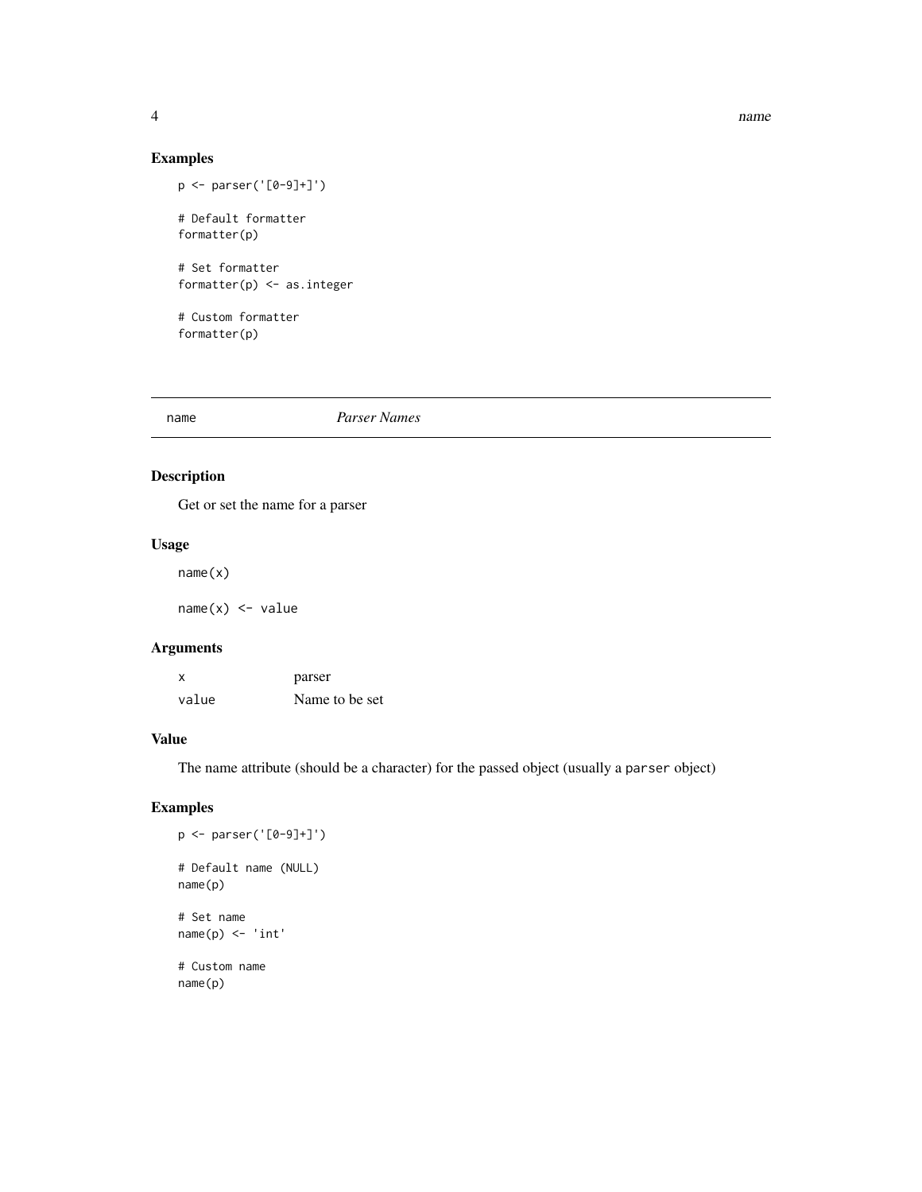## Examples

```
p <- parser('[0-9]+]')

# Default formatter
formatter(p)

# Set formatter
formatter(p) <- as.integer

# Custom formatter
formatter(p)
```

---

## name — *Parser Names*

---

### Description

Get or set the name for a parser

### Usage

```
name(x)

name(x) <- value
```

### Arguments

| | |
|---|---|
| x | parser |
| value | Name to be set |

### Value

The name attribute (should be a character) for the passed object (usually a `parser` object)

### Examples

```
p <- parser('[0-9]+]')

# Default name (NULL)
name(p)

# Set name
name(p) <- 'int'

# Custom name
name(p)
```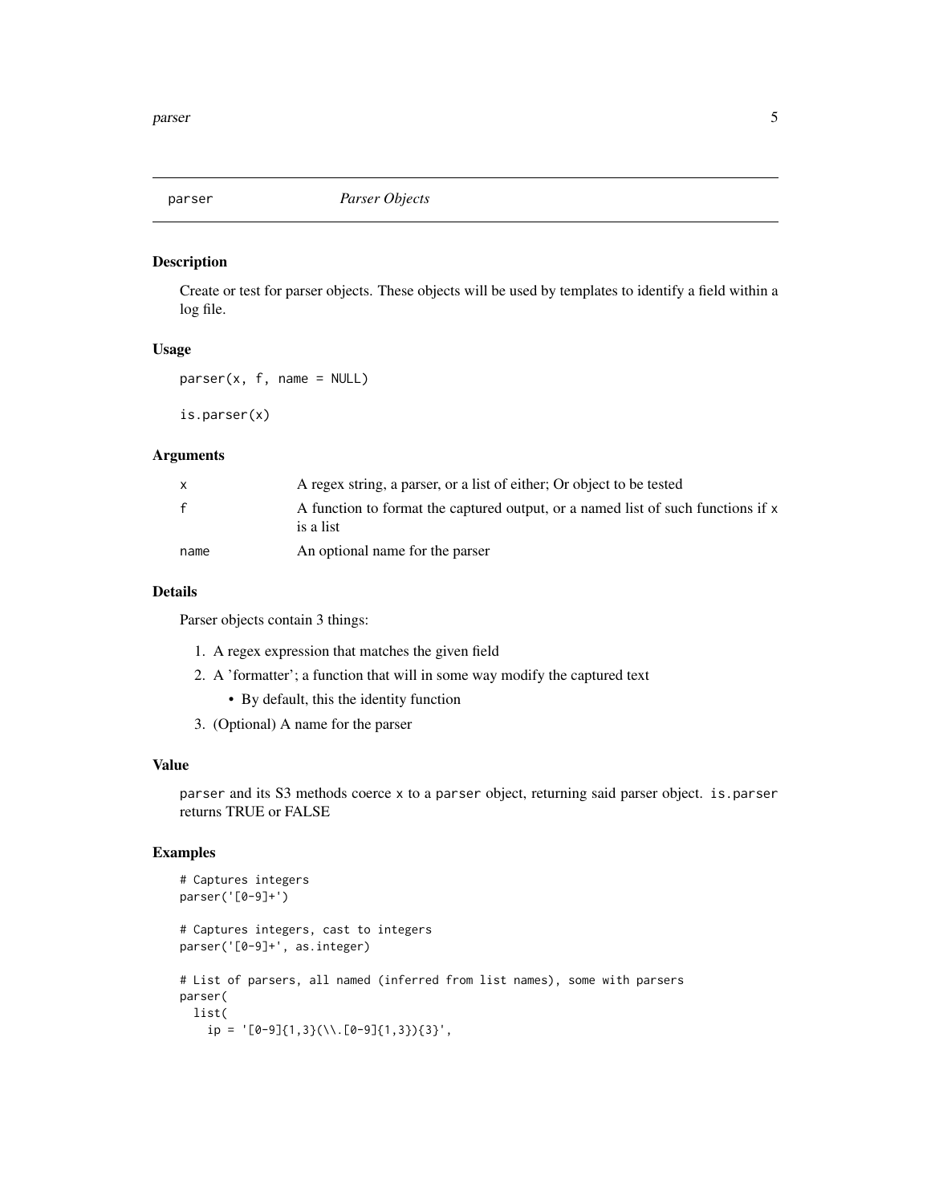## parser — *Parser Objects*

### Description

Create or test for parser objects. These objects will be used by templates to identify a field within a log file.

### Usage

```
parser(x, f, name = NULL)

is.parser(x)
```

### Arguments

| | |
|---|---|
| `x` | A regex string, a parser, or a list of either; Or object to be tested |
| `f` | A function to format the captured output, or a named list of such functions if `x` is a list |
| `name` | An optional name for the parser |

### Details

Parser objects contain 3 things:

1. A regex expression that matches the given field
2. A 'formatter'; a function that will in some way modify the captured text
   - By default, this the identity function
3. (Optional) A name for the parser

### Value

`parser` and its S3 methods coerce `x` to a `parser` object, returning said parser object. `is.parser` returns TRUE or FALSE

### Examples

```
# Captures integers
parser('[0-9]+')

# Captures integers, cast to integers
parser('[0-9]+', as.integer)

# List of parsers, all named (inferred from list names), some with parsers
parser(
  list(
    ip = '[0-9]{1,3}(\\.[0-9]{1,3}){3}',
```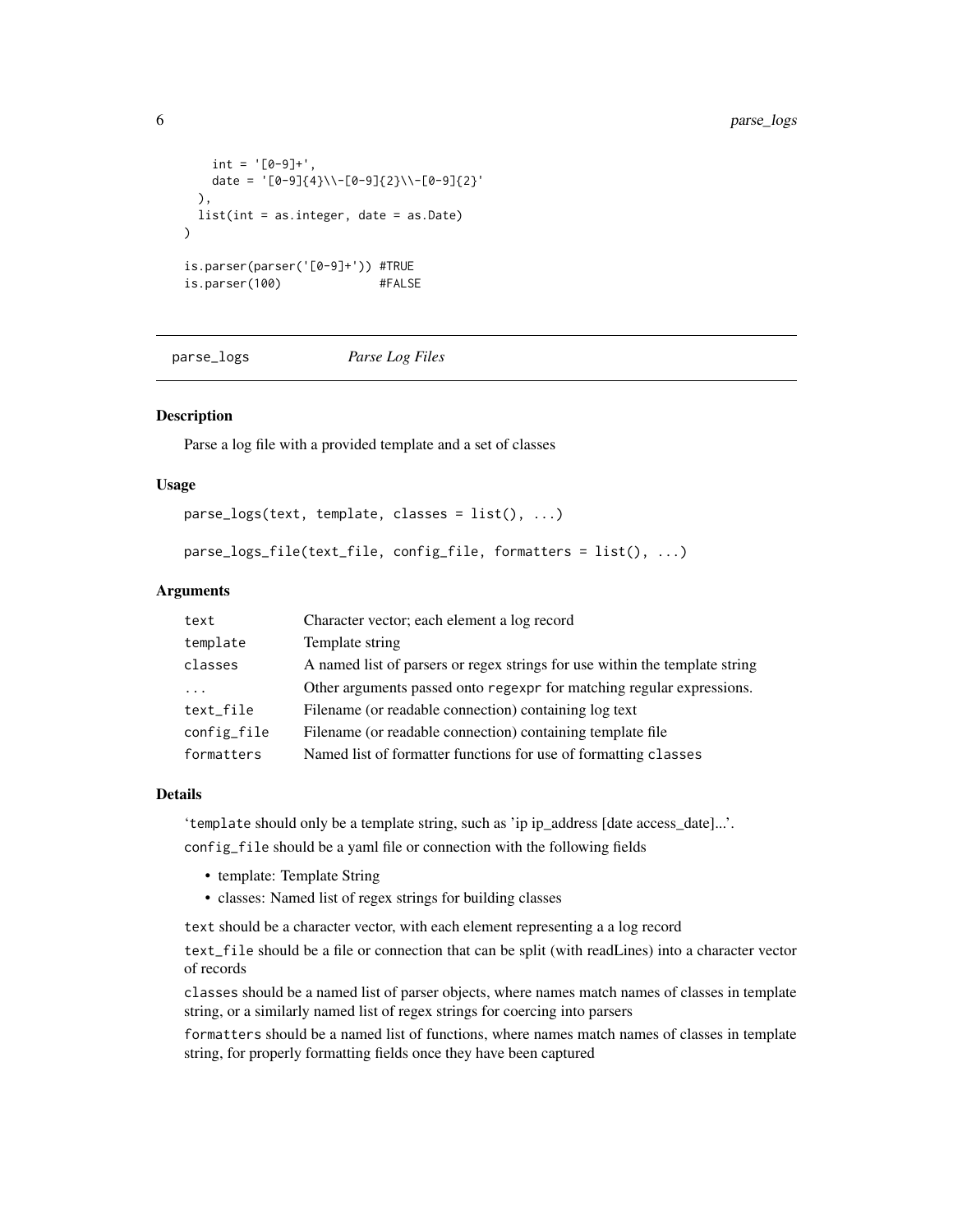```
    int = '[0-9]+',
    date = '[0-9]{4}\\-[0-9]{2}\\-[0-9]{2}'
  ),
  list(int = as.integer, date = as.Date)
)

is.parser(parser('[0-9]+')) #TRUE
is.parser(100)              #FALSE
```

## parse_logs — *Parse Log Files*

### Description

Parse a log file with a provided template and a set of classes

### Usage

```
parse_logs(text, template, classes = list(), ...)

parse_logs_file(text_file, config_file, formatters = list(), ...)
```

### Arguments

| | |
|---|---|
| `text` | Character vector; each element a log record |
| `template` | Template string |
| `classes` | A named list of parsers or regex strings for use within the template string |
| `...` | Other arguments passed onto `regexpr` for matching regular expressions. |
| `text_file` | Filename (or readable connection) containing log text |
| `config_file` | Filename (or readable connection) containing template file |
| `formatters` | Named list of formatter functions for use of formatting `classes` |

### Details

'`template` should only be a template string, such as 'ip ip_address [date access_date]...'.

`config_file` should be a yaml file or connection with the following fields

- template: Template String
- classes: Named list of regex strings for building classes

`text` should be a character vector, with each element representing a a log record

`text_file` should be a file or connection that can be split (with readLines) into a character vector of records

`classes` should be a named list of parser objects, where names match names of classes in template string, or a similarly named list of regex strings for coercing into parsers

`formatters` should be a named list of functions, where names match names of classes in template string, for properly formatting fields once they have been captured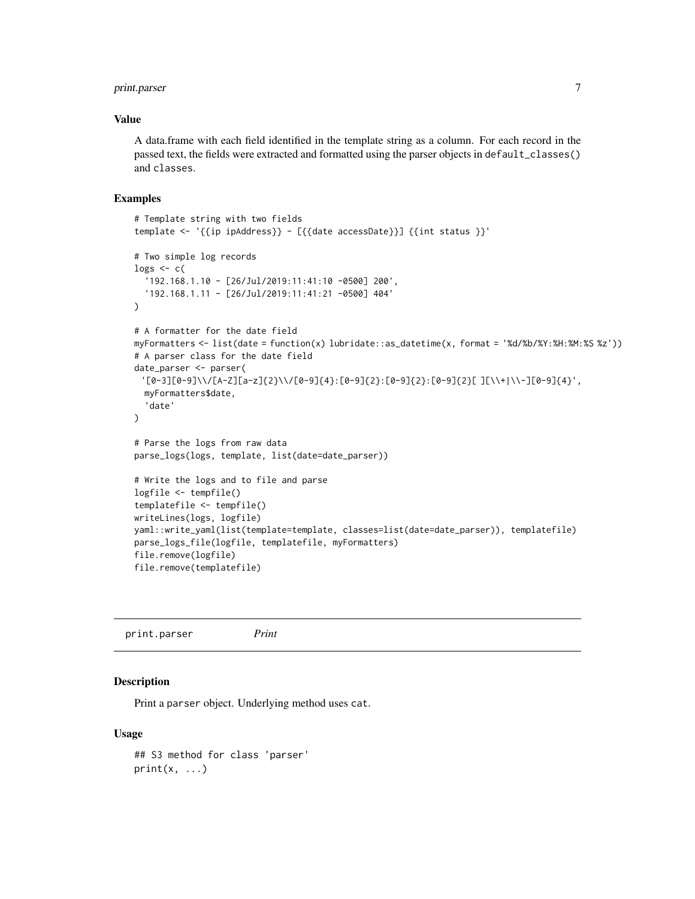### Value

A data.frame with each field identified in the template string as a column. For each record in the passed text, the fields were extracted and formatted using the parser objects in `default_classes()` and `classes`.

### Examples

```
# Template string with two fields
template <- '{{ip ipAddress}} - [{{date accessDate}}] {{int status }}'

# Two simple log records
logs <- c(
  '192.168.1.10 - [26/Jul/2019:11:41:10 -0500] 200',
  '192.168.1.11 - [26/Jul/2019:11:41:21 -0500] 404'
)

# A formatter for the date field
myFormatters <- list(date = function(x) lubridate::as_datetime(x, format = '%d/%b/%Y:%H:%M:%S %z'))
# A parser class for the date field
date_parser <- parser(
 '[0-3][0-9]\\/[A-Z][a-z]{2}\\/[0-9]{4}:[0-9]{2}:[0-9]{2}:[0-9]{2}[ ][\\+|\\-][0-9]{4}',
  myFormatters$date,
  'date'
)

# Parse the logs from raw data
parse_logs(logs, template, list(date=date_parser))

# Write the logs and to file and parse
logfile <- tempfile()
templatefile <- tempfile()
writeLines(logs, logfile)
yaml::write_yaml(list(template=template, classes=list(date=date_parser)), templatefile)
parse_logs_file(logfile, templatefile, myFormatters)
file.remove(logfile)
file.remove(templatefile)
```

---

## print.parser — *Print*

### Description

Print a `parser` object. Underlying method uses `cat`.

### Usage

```
## S3 method for class 'parser'
print(x, ...)
```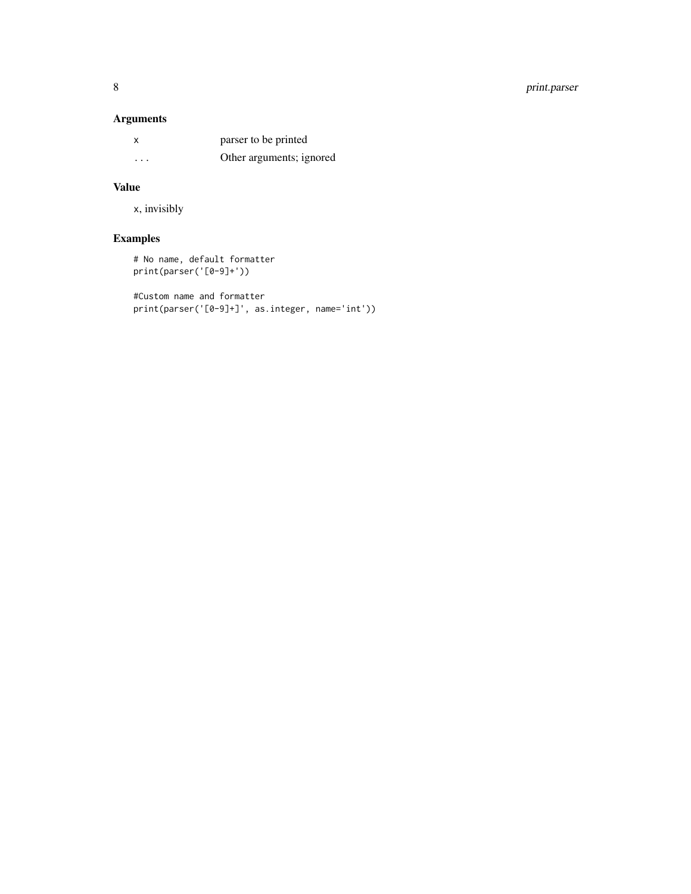### Arguments

| | |
|---|---|
| x | parser to be printed |
| ... | Other arguments; ignored |

### Value

x, invisibly

### Examples

```
# No name, default formatter
print(parser('[0-9]+'))

#Custom name and formatter
print(parser('[0-9]+]', as.integer, name='int'))
```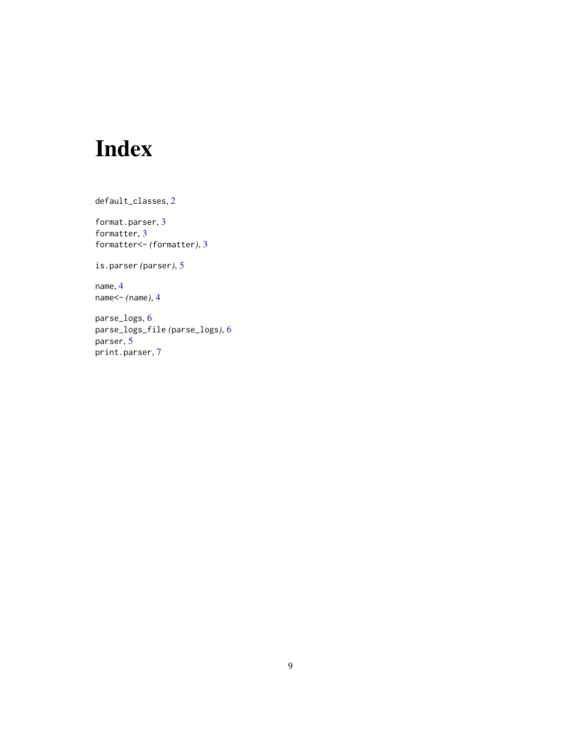# Index

default_classes, 2

format.parser, 3
formatter, 3
formatter<- (formatter), 3

is.parser (parser), 5

name, 4
name<- (name), 4

parse_logs, 6
parse_logs_file (parse_logs), 6
parser, 5
print.parser, 7